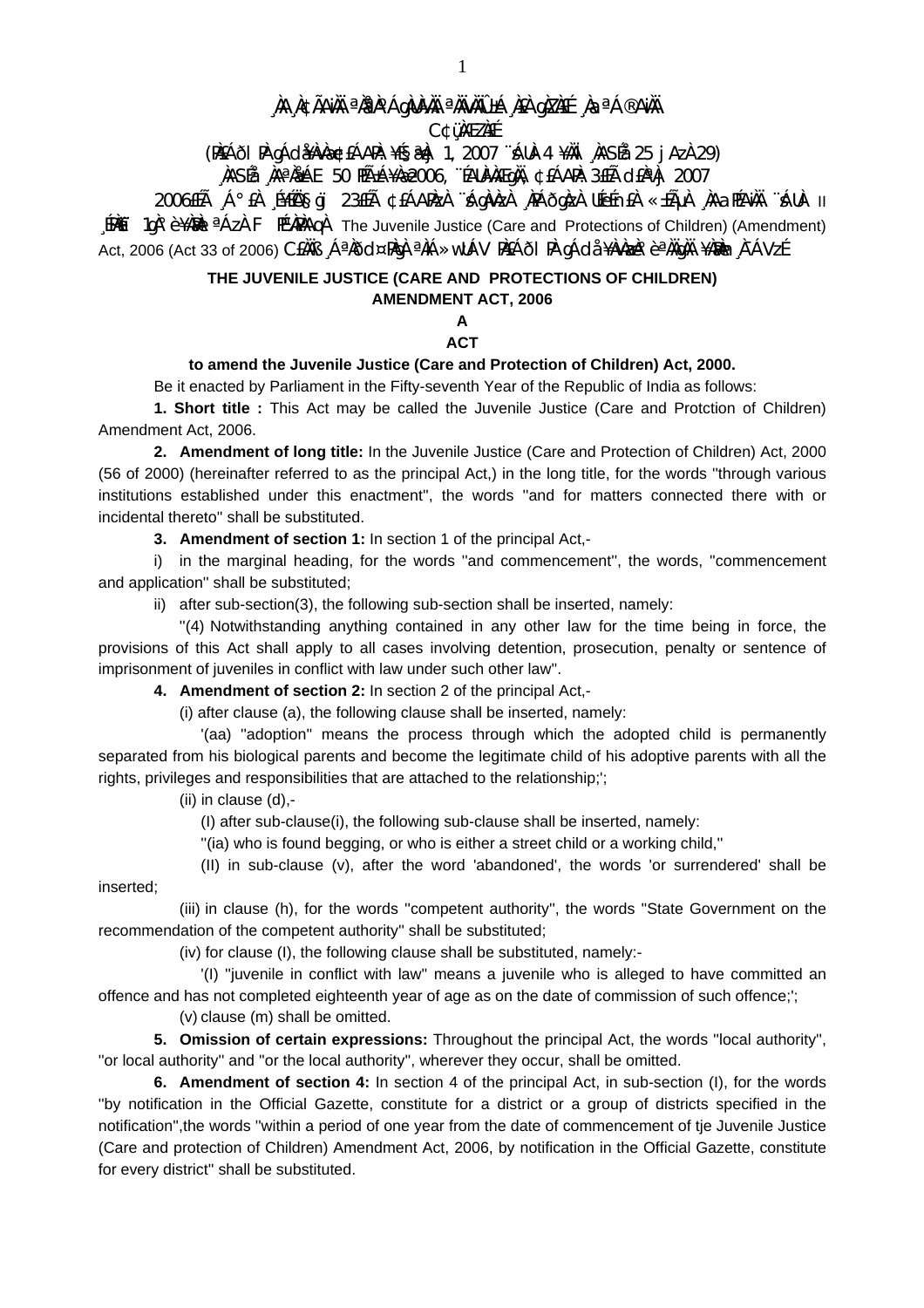¸ÀA¸À¢ÃAiÀÄ ªÀåªÀºÁgÀUÀ¼ÀÄ ªÀÄvÀÄÛ ±Á¸À£À gÀZÀ£É ¸ÀaªÁ®AiÀÄ

C¢ü¸ÀÆZÀ£É

(PÀ£ÁðlPÀ gÁdå¥ÀvÀæ ¢£ÁAPÀ: ¥Éâæª¸À 1, 2007 ¨sÁUÀ 4 ¥ÀÄl ¸ÀASÉå 25 jAzÀ 29)

¸ÀASÉå ¸ÀAªÀå±ÁE 50 PÉÃAzÀæ¥ÀæB 2006, ¨ÉAUÀ¼ÀÆgÀÄ ¢£ÁAPÀ 3£ÉÃ d£ÀªÀj 2007

2006£ÉÃ ¸Á°£À ¸É¥ÉÖA§gï 23£ÉÃ ¢£ÁAPÀzÀ ¨sÁgÀvÀzÀ ¸ÀPÁðgÀzÀ UÉeÉmï£À «±ÉõÀ ¸ÀAaPÉAiÀÄ ¨sÁUÀ II ¸ÉPÀë£ï 1gÀ°è ¥ÀæPÀlªÁzÀ F PÉ¼ÀPÀAqÀ The Juvenile Justice (Care and Protections of Children) (Amendment) Act, 2006 (Act 33 of 2006) C£ÀÄß ¸ÁªÀðd¤PÀgÀ ªÀiÁ»wUÁV PÀ£ÁðlPÀ gÁdå¥ÀvÀæzÀ°è ªÀÄgÀÄ ¥ÀæPÀn¸À¯ÁVzÉ

**THE JUVENILE JUSTICE (CARE AND PROTECTIONS OF CHILDREN) AMENDMENT ACT, 2006**

**A**

**ACT**

**to amend the Juvenile Justice (Care and Protection of Children) Act, 2000.**

Be it enacted by Parliament in the Fifty-seventh Year of the Republic of India as follows:

**1. Short title :** This Act may be called the Juvenile Justice (Care and Protction of Children) Amendment Act, 2006.

**2. Amendment of long title:** In the Juvenile Justice (Care and Protection of Children) Act, 2000 (56 of 2000) (hereinafter referred to as the principal Act,) in the long title, for the words "through various institutions established under this enactment", the words "and for matters connected there with or incidental thereto" shall be substituted.

**3. Amendment of section 1:** In section 1 of the principal Act,-

i) in the marginal heading, for the words "and commencement", the words, "commencement and application" shall be substituted;

ii) after sub-section(3), the following sub-section shall be inserted, namely:

"(4) Notwithstanding anything contained in any other law for the time being in force, the provisions of this Act shall apply to all cases involving detention, prosecution, penalty or sentence of imprisonment of juveniles in conflict with law under such other law".

**4. Amendment of section 2:** In section 2 of the principal Act,-

(i) after clause (a), the following clause shall be inserted, namely:

'(aa) "adoption" means the process through which the adopted child is permanently separated from his biological parents and become the legitimate child of his adoptive parents with all the rights, privileges and responsibilities that are attached to the relationship;';

(ii) in clause (d),-

(I) after sub-clause(i), the following sub-clause shall be inserted, namely:

"(ia) who is found begging, or who is either a street child or a working child,"

(II) in sub-clause (v), after the word 'abandoned', the words 'or surrendered' shall be inserted;

(iii) in clause (h), for the words "competent authority", the words "State Government on the recommendation of the competent authority" shall be substituted;

(iv) for clause (I), the following clause shall be substituted, namely:-

'(I) "juvenile in conflict with law" means a juvenile who is alleged to have committed an offence and has not completed eighteenth year of age as on the date of commission of such offence;';

(v) clause (m) shall be omitted.

**5. Omission of certain expressions:** Throughout the principal Act, the words "local authority", "or local authority" and "or the local authority", wherever they occur, shall be omitted.

**6. Amendment of section 4:** In section 4 of the principal Act, in sub-section (I), for the words "by notification in the Official Gazette, constitute for a district or a group of districts specified in the notification",the words "within a period of one year from the date of commencement of tje Juvenile Justice (Care and protection of Children) Amendment Act, 2006, by notification in the Official Gazette, constitute for every district" shall be substituted.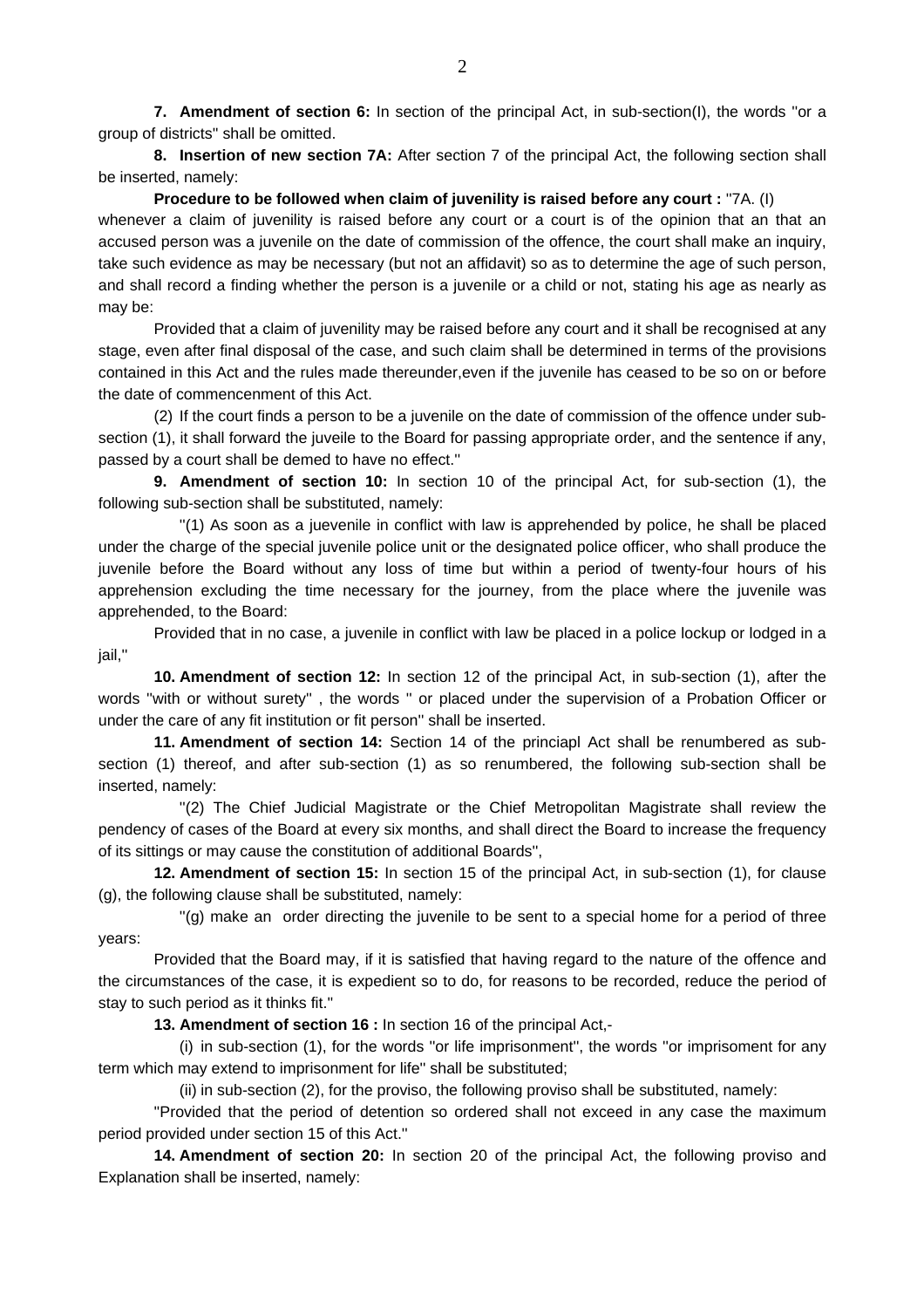**7. Amendment of section 6:** In section of the principal Act, in sub-section(I), the words "or a group of districts" shall be omitted.

**8. Insertion of new section 7A:** After section 7 of the principal Act, the following section shall be inserted, namely:

**Procedure to be followed when claim of juvenility is raised before any court :** "7A. (I) whenever a claim of juvenility is raised before any court or a court is of the opinion that an that an accused person was a juvenile on the date of commission of the offence, the court shall make an inquiry, take such evidence as may be necessary (but not an affidavit) so as to determine the age of such person, and shall record a finding whether the person is a juvenile or a child or not, stating his age as nearly as may be:

Provided that a claim of juvenility may be raised before any court and it shall be recognised at any stage, even after final disposal of the case, and such claim shall be determined in terms of the provisions contained in this Act and the rules made thereunder,even if the juvenile has ceased to be so on or before the date of commencement of this Act.

(2) If the court finds a person to be a juvenile on the date of commission of the offence under sub-section (1), it shall forward the juveile to the Board for passing appropriate order, and the sentence if any, passed by a court shall be demed to have no effect."

**9. Amendment of section 10:** In section 10 of the principal Act, for sub-section (1), the following sub-section shall be substituted, namely:

"(1) As soon as a juevenile in conflict with law is apprehended by police, he shall be placed under the charge of the special juvenile police unit or the designated police officer, who shall produce the juvenile before the Board without any loss of time but within a period of twenty-four hours of his apprehension excluding the time necessary for the journey, from the place where the juvenile was apprehended, to the Board:

Provided that in no case, a juvenile in conflict with law be placed in a police lockup or lodged in a jail,"

**10. Amendment of section 12:** In section 12 of the principal Act, in sub-section (1), after the words "with or without surety" , the words " or placed under the supervision of a Probation Officer or under the care of any fit institution or fit person" shall be inserted.

**11. Amendment of section 14:** Section 14 of the princiapl Act shall be renumbered as sub-section (1) thereof, and after sub-section (1) as so renumbered, the following sub-section shall be inserted, namely:

"(2) The Chief Judicial Magistrate or the Chief Metropolitan Magistrate shall review the pendency of cases of the Board at every six months, and shall direct the Board to increase the frequency of its sittings or may cause the constitution of additional Boards",

**12. Amendment of section 15:** In section 15 of the principal Act, in sub-section (1), for clause (g), the following clause shall be substituted, namely:

"(g) make an order directing the juvenile to be sent to a special home for a period of three years:

Provided that the Board may, if it is satisfied that having regard to the nature of the offence and the circumstances of the case, it is expedient so to do, for reasons to be recorded, reduce the period of stay to such period as it thinks fit."

**13. Amendment of section 16 :** In section 16 of the principal Act,-

(i) in sub-section (1), for the words "or life imprisonment", the words "or imprisoment for any term which may extend to imprisonment for life" shall be substituted;

(ii) in sub-section (2), for the proviso, the following proviso shall be substituted, namely:

"Provided that the period of detention so ordered shall not exceed in any case the maximum period provided under section 15 of this Act."

**14. Amendment of section 20:** In section 20 of the principal Act, the following proviso and Explanation shall be inserted, namely: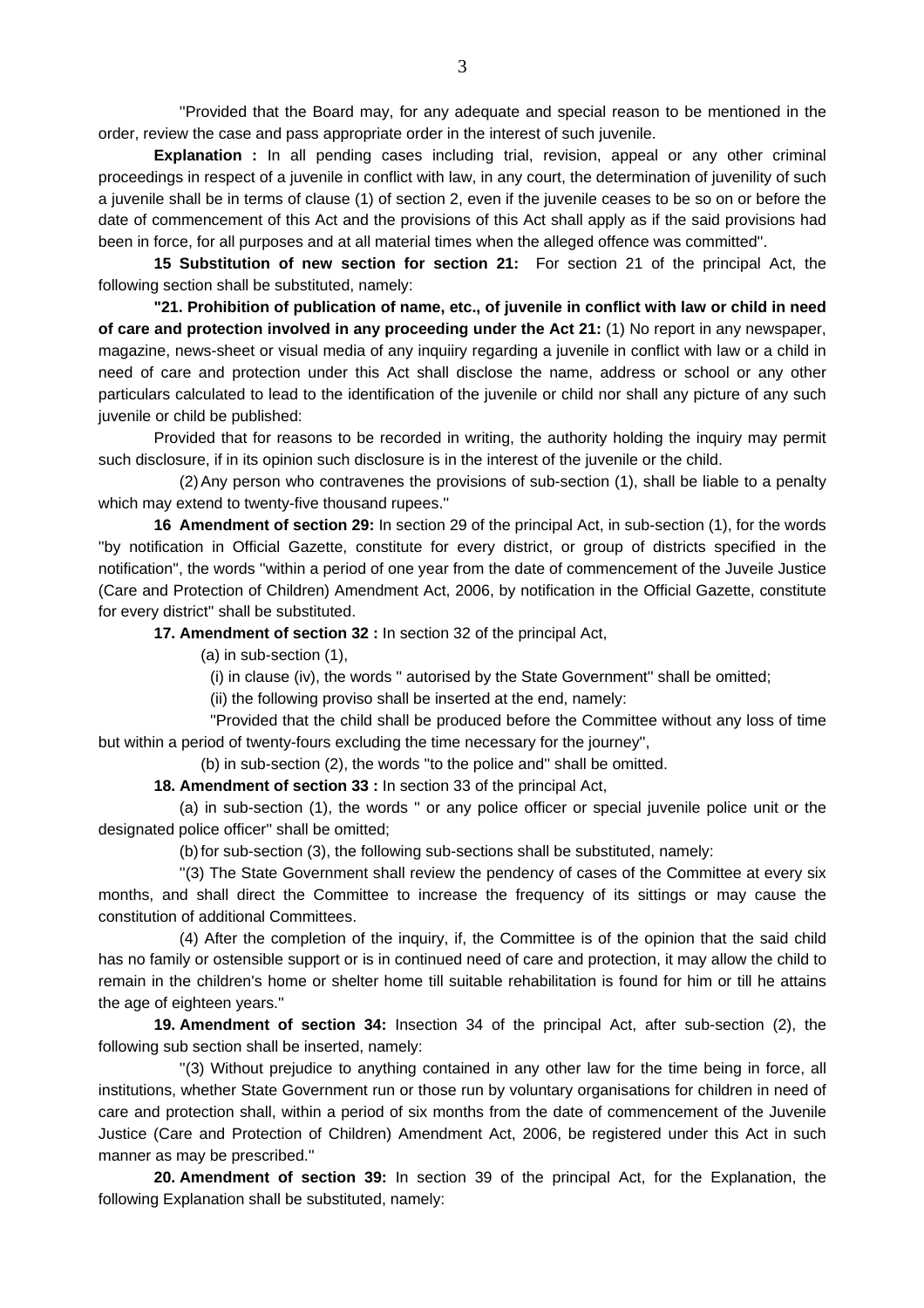"Provided that the Board may, for any adequate and special reason to be mentioned in the order, review the case and pass appropriate order in the interest of such juvenile.

**Explanation :** In all pending cases including trial, revision, appeal or any other criminal proceedings in respect of a juvenile in conflict with law, in any court, the determination of juvenility of such a juvenile shall be in terms of clause (1) of section 2, even if the juvenile ceases to be so on or before the date of commencement of this Act and the provisions of this Act shall apply as if the said provisions had been in force, for all purposes and at all material times when the alleged offence was committed".

**15 Substitution of new section for section 21:** For section 21 of the principal Act, the following section shall be substituted, namely:

**"21. Prohibition of publication of name, etc., of juvenile in conflict with law or child in need of care and protection involved in any proceeding under the Act 21:** (1) No report in any newspaper, magazine, news-sheet or visual media of any inquiiry regarding a juvenile in conflict with law or a child in need of care and protection under this Act shall disclose the name, address or school or any other particulars calculated to lead to the identification of the juvenile or child nor shall any picture of any such juvenile or child be published:

Provided that for reasons to be recorded in writing, the authority holding the inquiry may permit such disclosure, if in its opinion such disclosure is in the interest of the juvenile or the child.

(2) Any person who contravenes the provisions of sub-section (1), shall be liable to a penalty which may extend to twenty-five thousand rupees."

**16 Amendment of section 29:** In section 29 of the principal Act, in sub-section (1), for the words "by notification in Official Gazette, constitute for every district, or group of districts specified in the notification", the words "within a period of one year from the date of commencement of the Juveile Justice (Care and Protection of Children) Amendment Act, 2006, by notification in the Official Gazette, constitute for every district" shall be substituted.

**17. Amendment of section 32 :** In section 32 of the principal Act,

(a) in sub-section (1),

(i) in clause (iv), the words " autorised by the State Government" shall be omitted;

(ii) the following proviso shall be inserted at the end, namely:

"Provided that the child shall be produced before the Committee without any loss of time but within a period of twenty-fours excluding the time necessary for the journey",

(b) in sub-section (2), the words "to the police and" shall be omitted.

**18. Amendment of section 33 :** In section 33 of the principal Act,

(a) in sub-section (1), the words " or any police officer or special juvenile police unit or the designated police officer" shall be omitted;

(b) for sub-section (3), the following sub-sections shall be substituted, namely:

"(3) The State Government shall review the pendency of cases of the Committee at every six months, and shall direct the Committee to increase the frequency of its sittings or may cause the constitution of additional Committees.

(4) After the completion of the inquiry, if, the Committee is of the opinion that the said child has no family or ostensible support or is in continued need of care and protection, it may allow the child to remain in the children's home or shelter home till suitable rehabilitation is found for him or till he attains the age of eighteen years."

**19. Amendment of section 34:** Insection 34 of the principal Act, after sub-section (2), the following sub section shall be inserted, namely:

"(3) Without prejudice to anything contained in any other law for the time being in force, all institutions, whether State Government run or those run by voluntary organisations for children in need of care and protection shall, within a period of six months from the date of commencement of the Juvenile Justice (Care and Protection of Children) Amendment Act, 2006, be registered under this Act in such manner as may be prescribed."

**20. Amendment of section 39:** In section 39 of the principal Act, for the Explanation, the following Explanation shall be substituted, namely: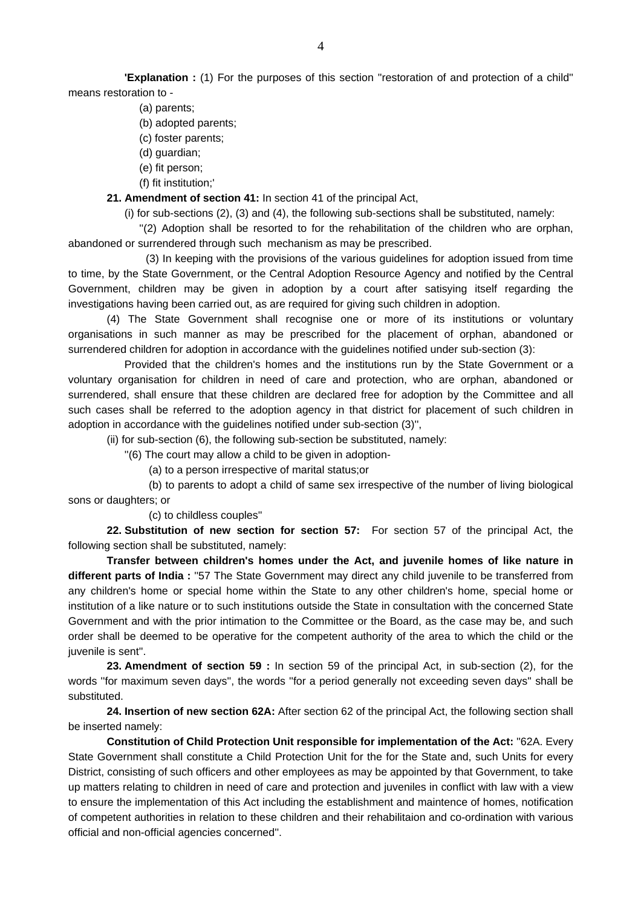**'Explanation :** (1) For the purposes of this section "restoration of and protection of a child" means restoration to -

(a) parents;

(b) adopted parents;

(c) foster parents;

(d) guardian;

(e) fit person;

(f) fit institution;'

**21. Amendment of section 41:** In section 41 of the principal Act,

(i) for sub-sections (2), (3) and (4), the following sub-sections shall be substituted, namely:

"(2) Adoption shall be resorted to for the rehabilitation of the children who are orphan, abandoned or surrendered through such mechanism as may be prescribed.

(3) In keeping with the provisions of the various guidelines for adoption issued from time to time, by the State Government, or the Central Adoption Resource Agency and notified by the Central Government, children may be given in adoption by a court after satisying itself regarding the investigations having been carried out, as are required for giving such children in adoption.

(4) The State Government shall recognise one or more of its institutions or voluntary organisations in such manner as may be prescribed for the placement of orphan, abandoned or surrendered children for adoption in accordance with the guidelines notified under sub-section (3):

Provided that the children's homes and the institutions run by the State Government or a voluntary organisation for children in need of care and protection, who are orphan, abandoned or surrendered, shall ensure that these children are declared free for adoption by the Committee and all such cases shall be referred to the adoption agency in that district for placement of such children in adoption in accordance with the guidelines notified under sub-section (3)",

(ii) for sub-section (6), the following sub-section be substituted, namely:

"(6) The court may allow a child to be given in adoption-

(a) to a person irrespective of marital status;or

(b) to parents to adopt a child of same sex irrespective of the number of living biological sons or daughters; or

(c) to childless couples"

**22. Substitution of new section for section 57:** For section 57 of the principal Act, the following section shall be substituted, namely:

**Transfer between children's homes under the Act, and juvenile homes of like nature in different parts of India :** "57 The State Government may direct any child juvenile to be transferred from any children's home or special home within the State to any other children's home, special home or institution of a like nature or to such institutions outside the State in consultation with the concerned State Government and with the prior intimation to the Committee or the Board, as the case may be, and such order shall be deemed to be operative for the competent authority of the area to which the child or the juvenile is sent".

**23. Amendment of section 59 :** In section 59 of the principal Act, in sub-section (2), for the words "for maximum seven days", the words "for a period generally not exceeding seven days" shall be substituted.

**24. Insertion of new section 62A:** After section 62 of the principal Act, the following section shall be inserted namely:

**Constitution of Child Protection Unit responsible for implementation of the Act:** "62A. Every State Government shall constitute a Child Protection Unit for the for the State and, such Units for every District, consisting of such officers and other employees as may be appointed by that Government, to take up matters relating to children in need of care and protection and juveniles in conflict with law with a view to ensure the implementation of this Act including the establishment and maintence of homes, notification of competent authorities in relation to these children and their rehabilitaion and co-ordination with various official and non-official agencies concerned".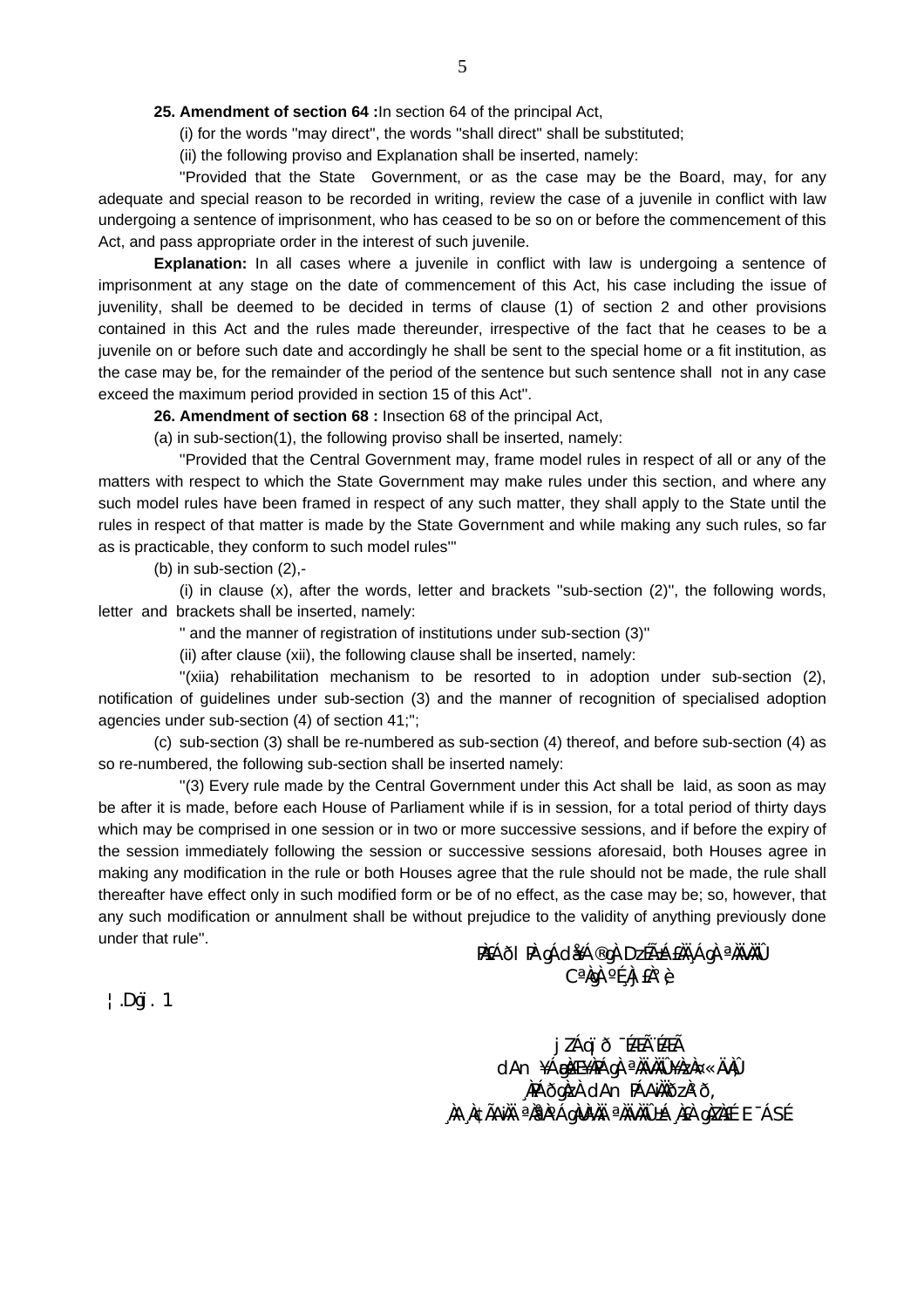**25. Amendment of section 64 :** In section 64 of the principal Act,

(i) for the words "may direct", the words "shall direct" shall be substituted;

(ii) the following proviso and Explanation shall be inserted, namely:

"Provided that the State Government, or as the case may be the Board, may, for any adequate and special reason to be recorded in writing, review the case of a juvenile in conflict with law undergoing a sentence of imprisonment, who has ceased to be so on or before the commencement of this Act, and pass appropriate order in the interest of such juvenile.

**Explanation:** In all cases where a juvenile in conflict with law is undergoing a sentence of imprisonment at any stage on the date of commencement of this Act, his case including the issue of juvenility, shall be deemed to be decided in terms of clause (1) of section 2 and other provisions contained in this Act and the rules made thereunder, irrespective of the fact that he ceases to be a juvenile on or before such date and accordingly he shall be sent to the special home or a fit institution, as the case may be, for the remainder of the period of the sentence but such sentence shall not in any case exceed the maximum period provided in section 15 of this Act".

**26. Amendment of section 68 :** Insection 68 of the principal Act,

(a) in sub-section(1), the following proviso shall be inserted, namely:

"Provided that the Central Government may, frame model rules in respect of all or any of the matters with respect to which the State Government may make rules under this section, and where any such model rules have been framed in respect of any such matter, they shall apply to the State until the rules in respect of that matter is made by the State Government and while making any such rules, so far as is practicable, they conform to such model rules'"

(b) in sub-section (2),-

(i) in clause (x), after the words, letter and brackets "sub-section (2)", the following words, letter and brackets shall be inserted, namely:

" and the manner of registration of institutions under sub-section (3)"

(ii) after clause (xii), the following clause shall be inserted, namely:

"(xiia) rehabilitation mechanism to be resorted to in adoption under sub-section (2), notification of guidelines under sub-section (3) and the manner of recognition of specialised adoption agencies under sub-section (4) of section 41;";

(c) sub-section (3) shall be re-numbered as sub-section (4) thereof, and before sub-section (4) as so re-numbered, the following sub-section shall be inserted namely:

"(3) Every rule made by the Central Government under this Act shall be laid, as soon as may be after it is made, before each House of Parliament while if is in session, for a total period of thirty days which may be comprised in one session or in two or more successive sessions, and if before the expiry of the session immediately following the session or successive sessions aforesaid, both Houses agree in making any modification in the rule or both Houses agree that the rule should not be made, the rule shall thereafter have effect only in such modified form or be of no effect, as the case may be; so, however, that any such modification or annulment shall be without prejudice to the validity of anything previously done under that rule".

PÀ£ÁðlPÀ gÁdå¥Á®gÀ DzÉñÁ£ÀÄ¸ÁgÀ ªÀÄvÀÄÛ
CªÀgÀ ºÉ¸Àj£À°è

¦.Dgï. 1

jÁAqï ð ¨ÉÃ.¨ÉÃÃ
dAn ¥ÁgÀzÀ±ÀPÁgÀ ªÀÄvÀÄÛ¥ÀzÀ¤«Ä¥ÀÛ
¸ÀPÁðgÀzÀ dAn PÁAiÀÄðzÀ²ð,
¸ÀA¸À¢ÃAiÀÄ ªÀåªÀºÁgÀUÀ¼ÀÄ ªÀÄvÀÄÛ±Á¸À£À gÀZÀ£É E¯ÁSÉ